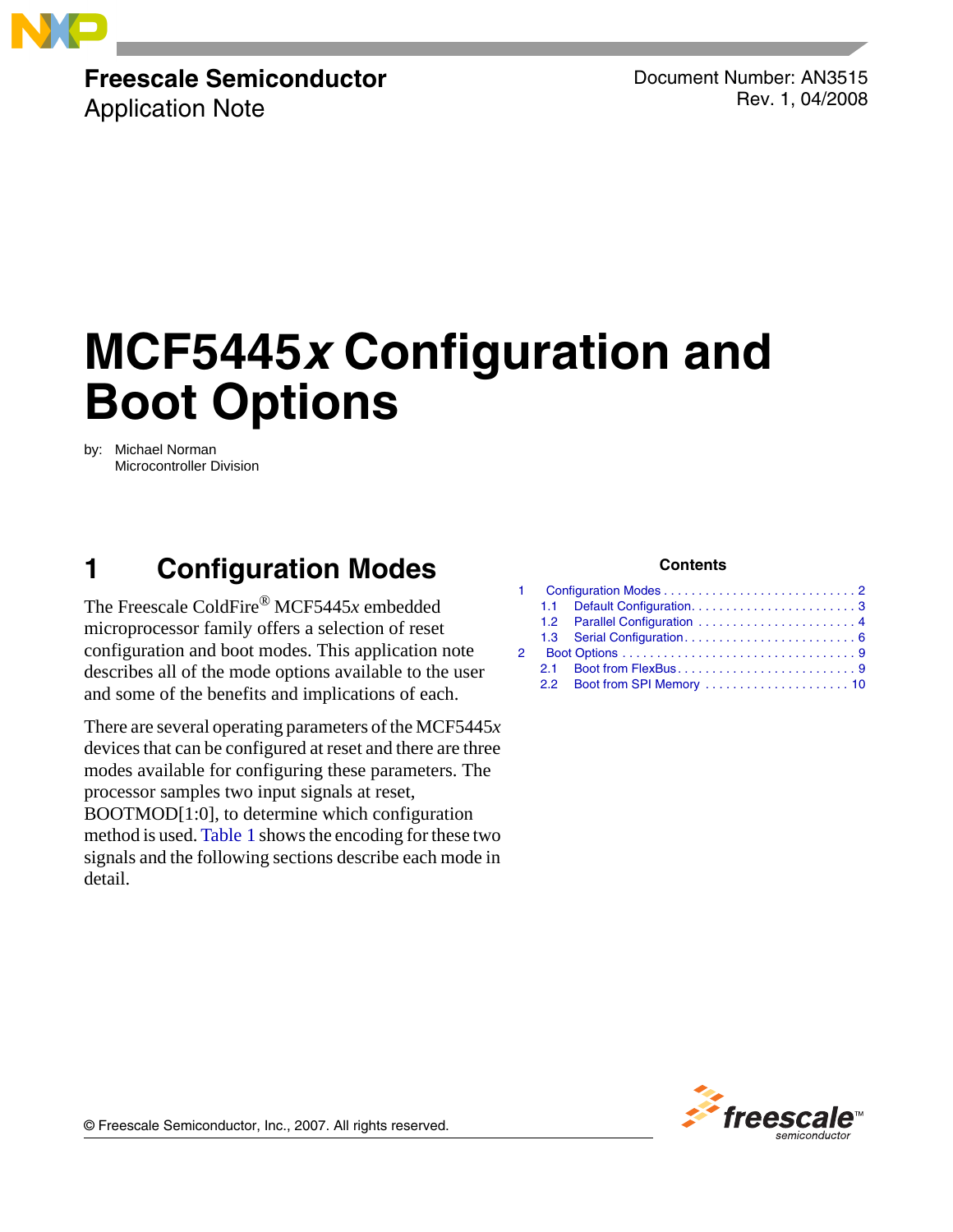**Freescale Semiconductor**
Application Note

Document Number: AN3515
Rev. 1, 04/2008

# MCF5445*x* Configuration and Boot Options

by: Michael Norman
Microcontroller Division

## 1 Configuration Modes

The Freescale ColdFire® MCF5445*x* embedded microprocessor family offers a selection of reset configuration and boot modes. This application note describes all of the mode options available to the user and some of the benefits and implications of each.

There are several operating parameters of the MCF5445*x* devices that can be configured at reset and there are three modes available for configuring these parameters. The processor samples two input signals at reset, BOOTMOD[1:0], to determine which configuration method is used. Table 1 shows the encoding for these two signals and the following sections describe each mode in detail.

**Contents**

1 Configuration Modes . . . . . . . . . . . . . . . . . . . . . . . . . . . . 2
  1.1 Default Configuration. . . . . . . . . . . . . . . . . . . . . . . . 3
  1.2 Parallel Configuration . . . . . . . . . . . . . . . . . . . . . . . 4
  1.3 Serial Configuration. . . . . . . . . . . . . . . . . . . . . . . . . 6
2 Boot Options . . . . . . . . . . . . . . . . . . . . . . . . . . . . . . . . . 9
  2.1 Boot from FlexBus. . . . . . . . . . . . . . . . . . . . . . . . . . 9
  2.2 Boot from SPI Memory . . . . . . . . . . . . . . . . . . . . . 10

© Freescale Semiconductor, Inc., 2007. All rights reserved.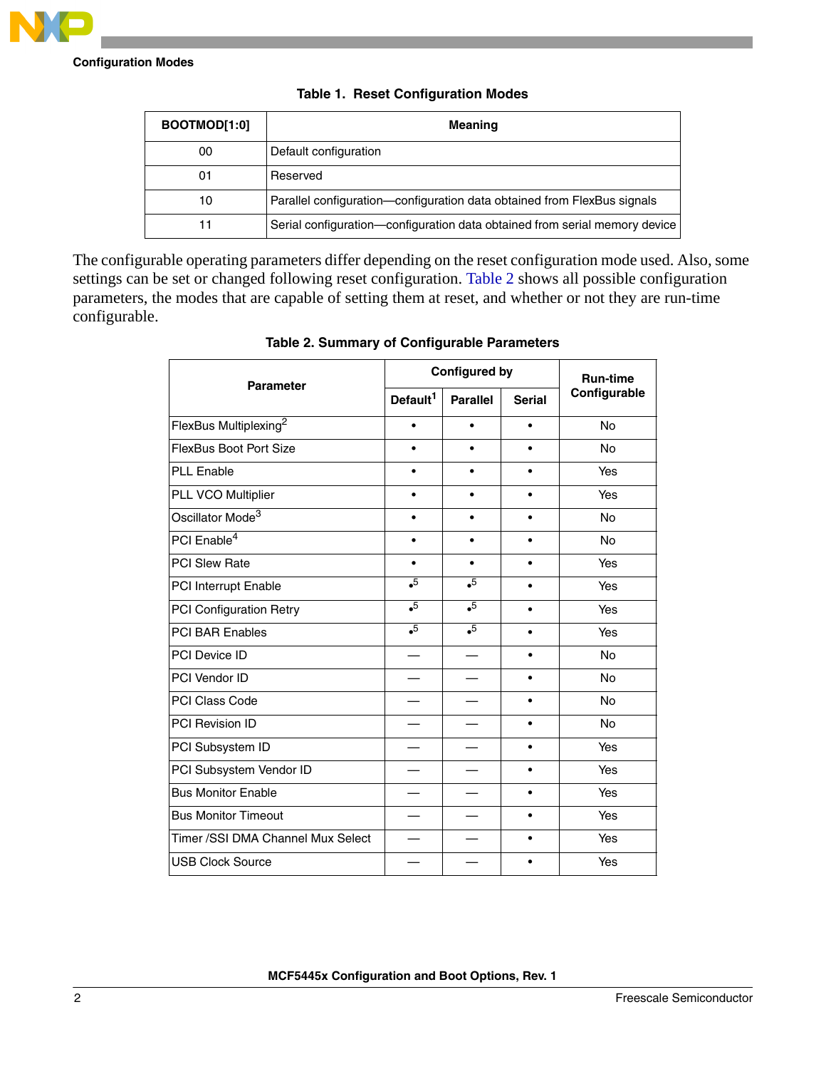**Table 1. Reset Configuration Modes**

| BOOTMOD[1:0] | Meaning |
|---|---|
| 00 | Default configuration |
| 01 | Reserved |
| 10 | Parallel configuration—configuration data obtained from FlexBus signals |
| 11 | Serial configuration—configuration data obtained from serial memory device |

The configurable operating parameters differ depending on the reset configuration mode used. Also, some settings can be set or changed following reset configuration. Table 2 shows all possible configuration parameters, the modes that are capable of setting them at reset, and whether or not they are run-time configurable.

**Table 2. Summary of Configurable Parameters**

| Parameter | Configured by | | | Run-time Configurable |
|---|---|---|---|---|
| | Default[1] | Parallel | Serial | |
| FlexBus Multiplexing[2] | • | • | • | No |
| FlexBus Boot Port Size | • | • | • | No |
| PLL Enable | • | • | • | Yes |
| PLL VCO Multiplier | • | • | • | Yes |
| Oscillator Mode[3] | • | • | • | No |
| PCI Enable[4] | • | • | • | No |
| PCI Slew Rate | • | • | • | Yes |
| PCI Interrupt Enable | •[5] | •[5] | • | Yes |
| PCI Configuration Retry | •[5] | •[5] | • | Yes |
| PCI BAR Enables | •[5] | •[5] | • | Yes |
| PCI Device ID | — | — | • | No |
| PCI Vendor ID | — | — | • | No |
| PCI Class Code | — | — | • | No |
| PCI Revision ID | — | — | • | No |
| PCI Subsystem ID | — | — | • | Yes |
| PCI Subsystem Vendor ID | — | — | • | Yes |
| Bus Monitor Enable | — | — | • | Yes |
| Bus Monitor Timeout | — | — | • | Yes |
| Timer /SSI DMA Channel Mux Select | — | — | • | Yes |
| USB Clock Source | — | — | • | Yes |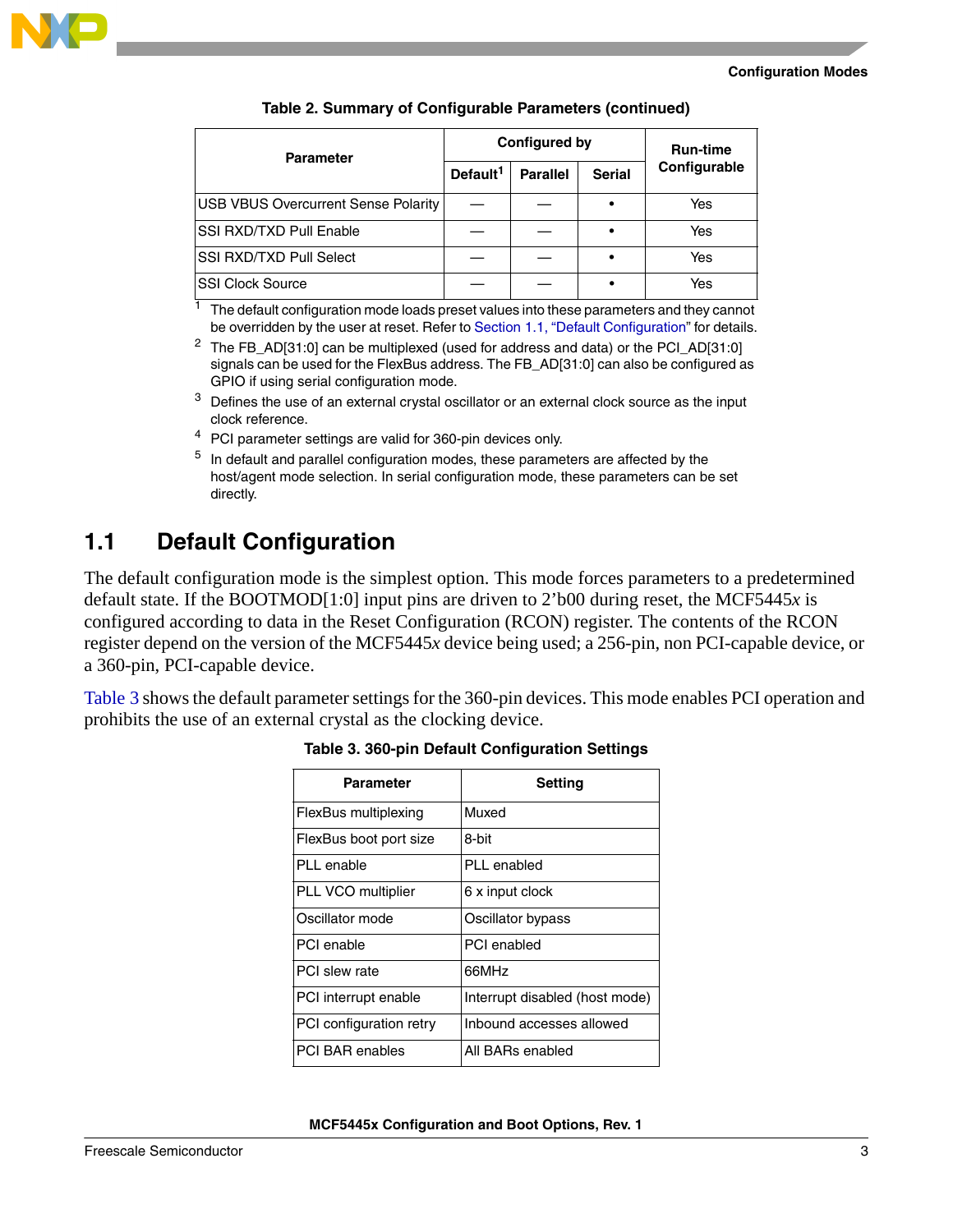**Table 2. Summary of Configurable Parameters (continued)**

| Parameter | Configured by | | | Run-time Configurable |
|---|---|---|---|---|
| | Default[1] | Parallel | Serial | |
| USB VBUS Overcurrent Sense Polarity | — | — | • | Yes |
| SSI RXD/TXD Pull Enable | — | — | • | Yes |
| SSI RXD/TXD Pull Select | — | — | • | Yes |
| SSI Clock Source | — | — | • | Yes |

[1] The default configuration mode loads preset values into these parameters and they cannot be overridden by the user at reset. Refer to Section 1.1, "Default Configuration" for details.

[2] The FB_AD[31:0] can be multiplexed (used for address and data) or the PCI_AD[31:0] signals can be used for the FlexBus address. The FB_AD[31:0] can also be configured as GPIO if using serial configuration mode.

[3] Defines the use of an external crystal oscillator or an external clock source as the input clock reference.

[4] PCI parameter settings are valid for 360-pin devices only.

[5] In default and parallel configuration modes, these parameters are affected by the host/agent mode selection. In serial configuration mode, these parameters can be set directly.

## 1.1 Default Configuration

The default configuration mode is the simplest option. This mode forces parameters to a predetermined default state. If the BOOTMOD[1:0] input pins are driven to 2'b00 during reset, the MCF5445*x* is configured according to data in the Reset Configuration (RCON) register. The contents of the RCON register depend on the version of the MCF5445*x* device being used; a 256-pin, non PCI-capable device, or a 360-pin, PCI-capable device.

Table 3 shows the default parameter settings for the 360-pin devices. This mode enables PCI operation and prohibits the use of an external crystal as the clocking device.

**Table 3. 360-pin Default Configuration Settings**

| Parameter | Setting |
|---|---|
| FlexBus multiplexing | Muxed |
| FlexBus boot port size | 8-bit |
| PLL enable | PLL enabled |
| PLL VCO multiplier | 6 x input clock |
| Oscillator mode | Oscillator bypass |
| PCI enable | PCI enabled |
| PCI slew rate | 66MHz |
| PCI interrupt enable | Interrupt disabled (host mode) |
| PCI configuration retry | Inbound accesses allowed |
| PCI BAR enables | All BARs enabled |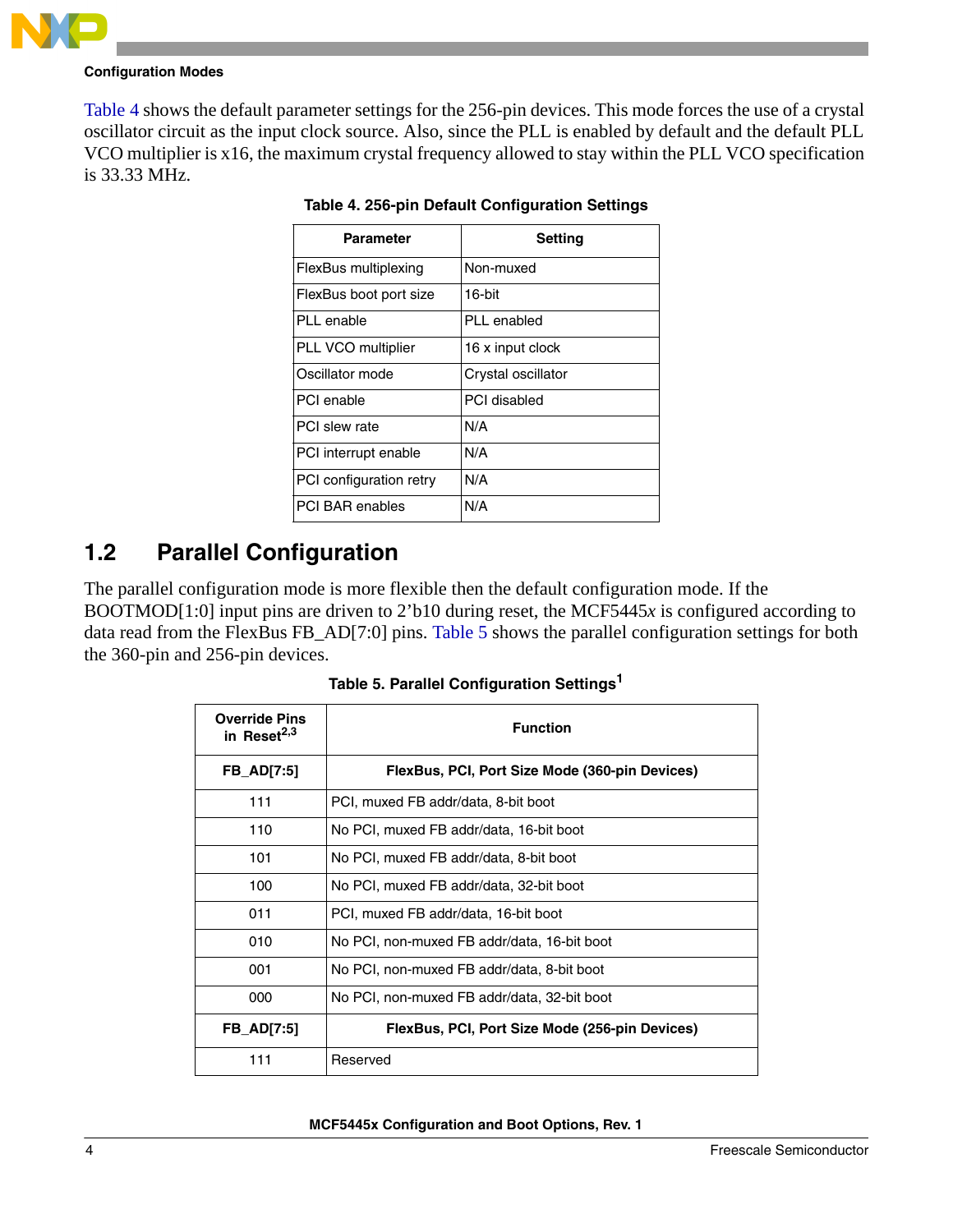Table 4 shows the default parameter settings for the 256-pin devices. This mode forces the use of a crystal oscillator circuit as the input clock source. Also, since the PLL is enabled by default and the default PLL VCO multiplier is x16, the maximum crystal frequency allowed to stay within the PLL VCO specification is 33.33 MHz.

**Table 4. 256-pin Default Configuration Settings**

| Parameter | Setting |
|---|---|
| FlexBus multiplexing | Non-muxed |
| FlexBus boot port size | 16-bit |
| PLL enable | PLL enabled |
| PLL VCO multiplier | 16 x input clock |
| Oscillator mode | Crystal oscillator |
| PCI enable | PCI disabled |
| PCI slew rate | N/A |
| PCI interrupt enable | N/A |
| PCI configuration retry | N/A |
| PCI BAR enables | N/A |

## 1.2 Parallel Configuration

The parallel configuration mode is more flexible then the default configuration mode. If the BOOTMOD[1:0] input pins are driven to 2'b10 during reset, the MCF5445*x* is configured according to data read from the FlexBus FB_AD[7:0] pins. Table 5 shows the parallel configuration settings for both the 360-pin and 256-pin devices.

**Table 5. Parallel Configuration Settings[1]**

| Override Pins in Reset[2,3] | Function |
|---|---|
| **FB_AD[7:5]** | **FlexBus, PCI, Port Size Mode (360-pin Devices)** |
| 111 | PCI, muxed FB addr/data, 8-bit boot |
| 110 | No PCI, muxed FB addr/data, 16-bit boot |
| 101 | No PCI, muxed FB addr/data, 8-bit boot |
| 100 | No PCI, muxed FB addr/data, 32-bit boot |
| 011 | PCI, muxed FB addr/data, 16-bit boot |
| 010 | No PCI, non-muxed FB addr/data, 16-bit boot |
| 001 | No PCI, non-muxed FB addr/data, 8-bit boot |
| 000 | No PCI, non-muxed FB addr/data, 32-bit boot |
| **FB_AD[7:5]** | **FlexBus, PCI, Port Size Mode (256-pin Devices)** |
| 111 | Reserved |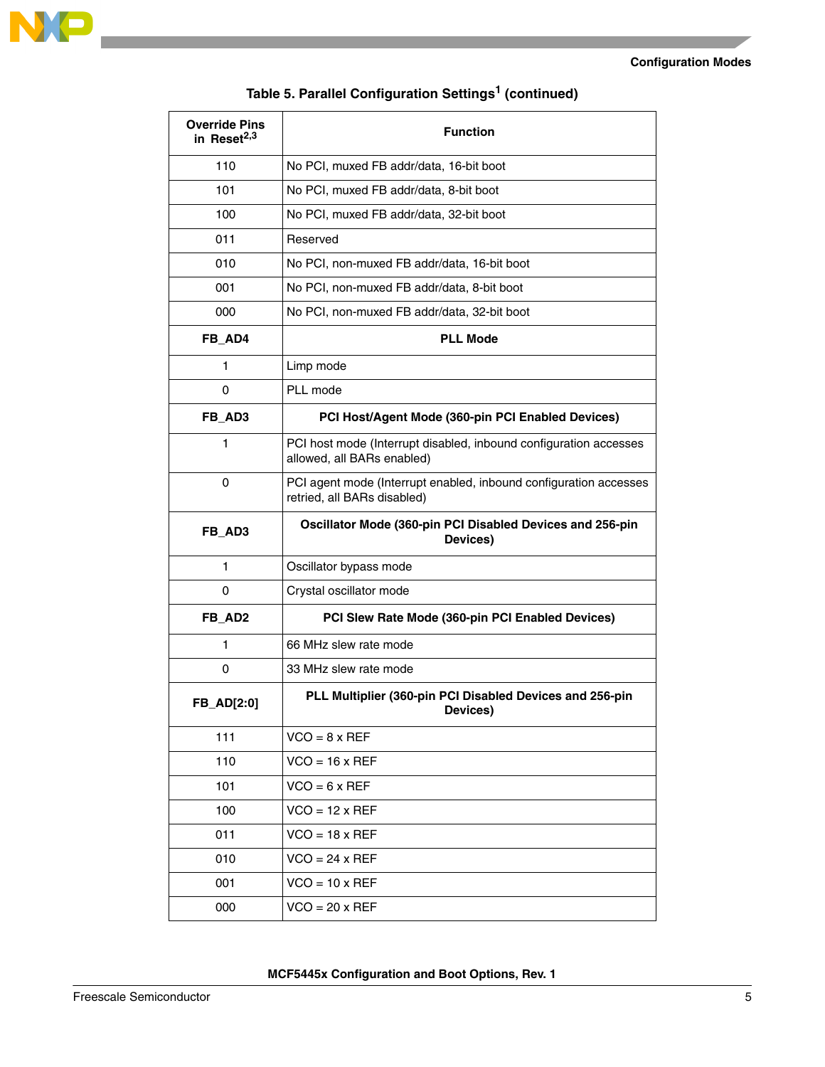**Table 5. Parallel Configuration Settings[1] (continued)**

| Override Pins in Reset[2,3] | Function |
|---|---|
| 110 | No PCI, muxed FB addr/data, 16-bit boot |
| 101 | No PCI, muxed FB addr/data, 8-bit boot |
| 100 | No PCI, muxed FB addr/data, 32-bit boot |
| 011 | Reserved |
| 010 | No PCI, non-muxed FB addr/data, 16-bit boot |
| 001 | No PCI, non-muxed FB addr/data, 8-bit boot |
| 000 | No PCI, non-muxed FB addr/data, 32-bit boot |
| **FB_AD4** | **PLL Mode** |
| 1 | Limp mode |
| 0 | PLL mode |
| **FB_AD3** | **PCI Host/Agent Mode (360-pin PCI Enabled Devices)** |
| 1 | PCI host mode (Interrupt disabled, inbound configuration accesses allowed, all BARs enabled) |
| 0 | PCI agent mode (Interrupt enabled, inbound configuration accesses retried, all BARs disabled) |
| **FB_AD3** | **Oscillator Mode (360-pin PCI Disabled Devices and 256-pin Devices)** |
| 1 | Oscillator bypass mode |
| 0 | Crystal oscillator mode |
| **FB_AD2** | **PCI Slew Rate Mode (360-pin PCI Enabled Devices)** |
| 1 | 66 MHz slew rate mode |
| 0 | 33 MHz slew rate mode |
| **FB_AD[2:0]** | **PLL Multiplier (360-pin PCI Disabled Devices and 256-pin Devices)** |
| 111 | VCO = 8 x REF |
| 110 | VCO = 16 x REF |
| 101 | VCO = 6 x REF |
| 100 | VCO = 12 x REF |
| 011 | VCO = 18 x REF |
| 010 | VCO = 24 x REF |
| 001 | VCO = 10 x REF |
| 000 | VCO = 20 x REF |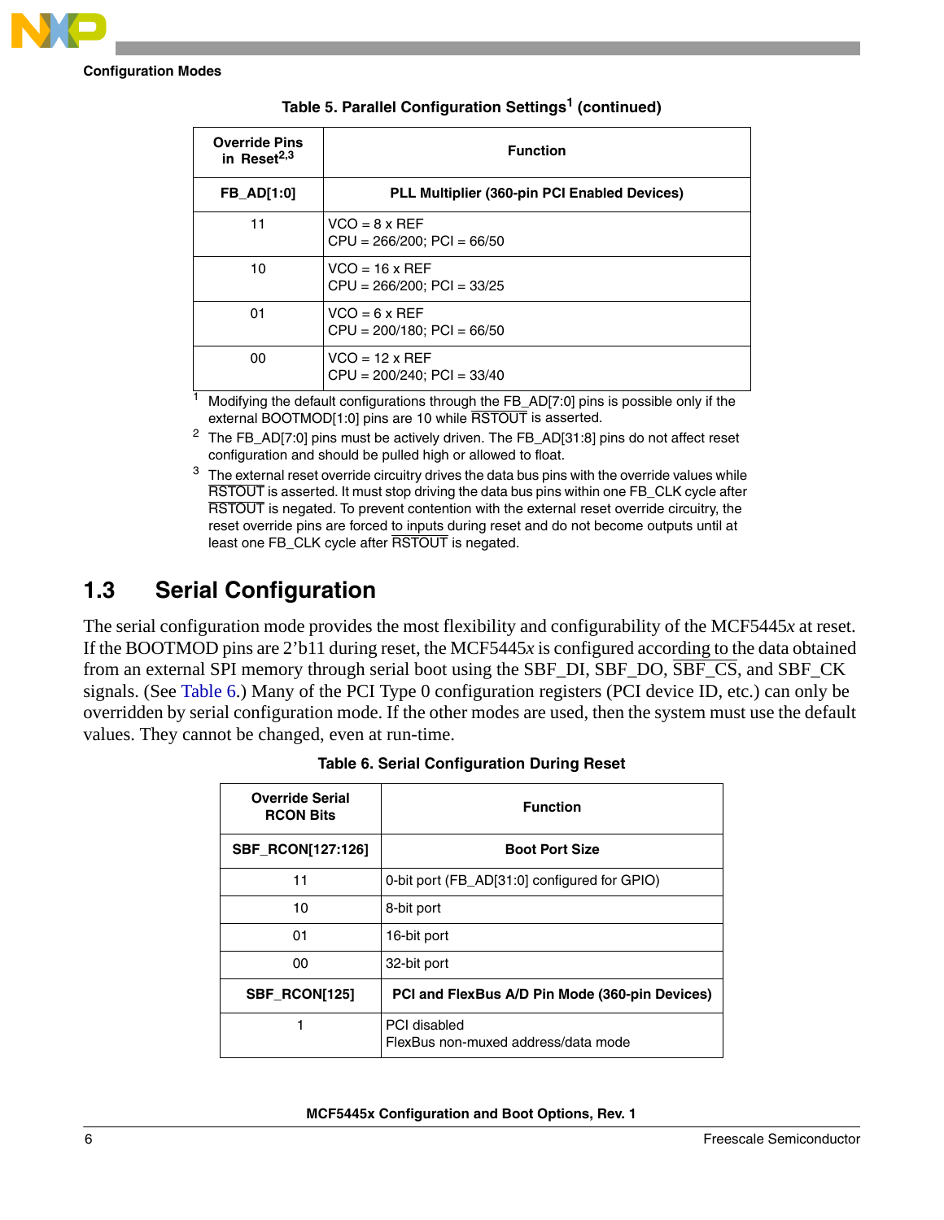**Table 5. Parallel Configuration Settings[1] (continued)**

| Override Pins in Reset[2,3] | Function |
|---|---|
| **FB_AD[1:0]** | **PLL Multiplier (360-pin PCI Enabled Devices)** |
| 11 | VCO = 8 x REF<br>CPU = 266/200; PCI = 66/50 |
| 10 | VCO = 16 x REF<br>CPU = 266/200; PCI = 33/25 |
| 01 | VCO = 6 x REF<br>CPU = 200/180; PCI = 66/50 |
| 00 | VCO = 12 x REF<br>CPU = 200/240; PCI = 33/40 |

[1] Modifying the default configurations through the FB_AD[7:0] pins is possible only if the external BOOTMOD[1:0] pins are 10 while RSTOUT is asserted.

[2] The FB_AD[7:0] pins must be actively driven. The FB_AD[31:8] pins do not affect reset configuration and should be pulled high or allowed to float.

[3] The external reset override circuitry drives the data bus pins with the override values while RSTOUT is asserted. It must stop driving the data bus pins within one FB_CLK cycle after RSTOUT is negated. To prevent contention with the external reset override circuitry, the reset override pins are forced to inputs during reset and do not become outputs until at least one FB_CLK cycle after RSTOUT is negated.

## 1.3 Serial Configuration

The serial configuration mode provides the most flexibility and configurability of the MCF5445*x* at reset. If the BOOTMOD pins are 2'b11 during reset, the MCF5445*x* is configured according to the data obtained from an external SPI memory through serial boot using the SBF_DI, SBF_DO, SBF_CS, and SBF_CK signals. (See Table 6.) Many of the PCI Type 0 configuration registers (PCI device ID, etc.) can only be overridden by serial configuration mode. If the other modes are used, then the system must use the default values. They cannot be changed, even at run-time.

**Table 6. Serial Configuration During Reset**

| Override Serial RCON Bits | Function |
|---|---|
| **SBF_RCON[127:126]** | **Boot Port Size** |
| 11 | 0-bit port (FB_AD[31:0] configured for GPIO) |
| 10 | 8-bit port |
| 01 | 16-bit port |
| 00 | 32-bit port |
| **SBF_RCON[125]** | **PCI and FlexBus A/D Pin Mode (360-pin Devices)** |
| 1 | PCI disabled<br>FlexBus non-muxed address/data mode |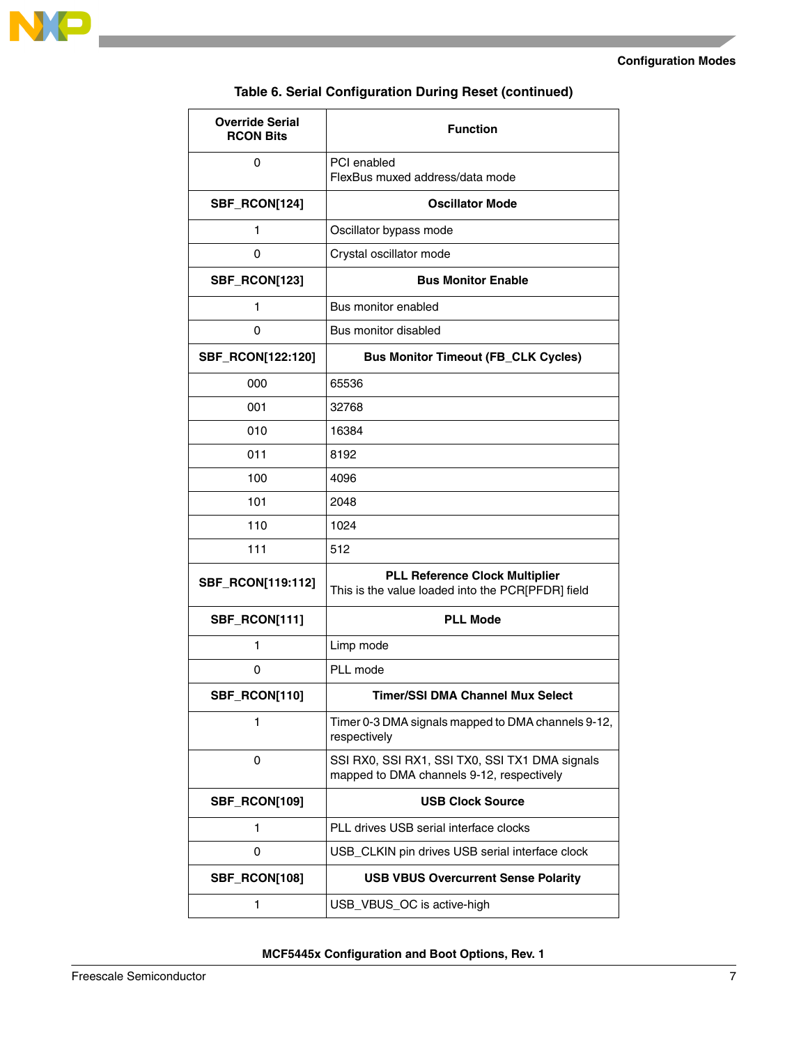**Table 6. Serial Configuration During Reset (continued)**

| Override Serial RCON Bits | Function |
|---|---|
| 0 | PCI enabled<br>FlexBus muxed address/data mode |
| **SBF_RCON[124]** | **Oscillator Mode** |
| 1 | Oscillator bypass mode |
| 0 | Crystal oscillator mode |
| **SBF_RCON[123]** | **Bus Monitor Enable** |
| 1 | Bus monitor enabled |
| 0 | Bus monitor disabled |
| **SBF_RCON[122:120]** | **Bus Monitor Timeout (FB_CLK Cycles)** |
| 000 | 65536 |
| 001 | 32768 |
| 010 | 16384 |
| 011 | 8192 |
| 100 | 4096 |
| 101 | 2048 |
| 110 | 1024 |
| 111 | 512 |
| **SBF_RCON[119:112]** | **PLL Reference Clock Multiplier**<br>This is the value loaded into the PCR[PFDR] field |
| **SBF_RCON[111]** | **PLL Mode** |
| 1 | Limp mode |
| 0 | PLL mode |
| **SBF_RCON[110]** | **Timer/SSI DMA Channel Mux Select** |
| 1 | Timer 0-3 DMA signals mapped to DMA channels 9-12, respectively |
| 0 | SSI RX0, SSI RX1, SSI TX0, SSI TX1 DMA signals mapped to DMA channels 9-12, respectively |
| **SBF_RCON[109]** | **USB Clock Source** |
| 1 | PLL drives USB serial interface clocks |
| 0 | USB_CLKIN pin drives USB serial interface clock |
| **SBF_RCON[108]** | **USB VBUS Overcurrent Sense Polarity** |
| 1 | USB_VBUS_OC is active-high |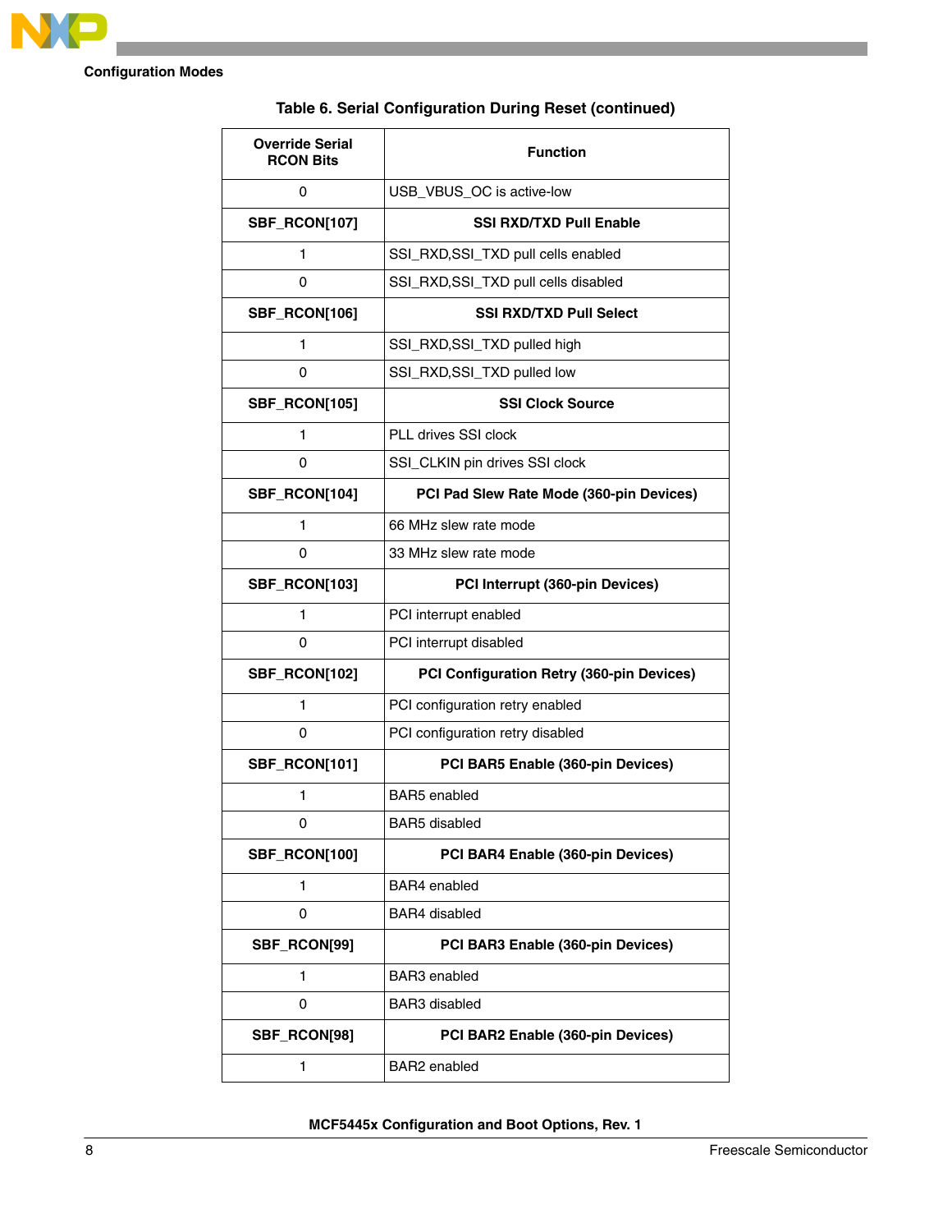**Table 6. Serial Configuration During Reset (continued)**

| Override Serial RCON Bits | Function |
|---|---|
| 0 | USB_VBUS_OC is active-low |
| **SBF_RCON[107]** | **SSI RXD/TXD Pull Enable** |
| 1 | SSI_RXD,SSI_TXD pull cells enabled |
| 0 | SSI_RXD,SSI_TXD pull cells disabled |
| **SBF_RCON[106]** | **SSI RXD/TXD Pull Select** |
| 1 | SSI_RXD,SSI_TXD pulled high |
| 0 | SSI_RXD,SSI_TXD pulled low |
| **SBF_RCON[105]** | **SSI Clock Source** |
| 1 | PLL drives SSI clock |
| 0 | SSI_CLKIN pin drives SSI clock |
| **SBF_RCON[104]** | **PCI Pad Slew Rate Mode (360-pin Devices)** |
| 1 | 66 MHz slew rate mode |
| 0 | 33 MHz slew rate mode |
| **SBF_RCON[103]** | **PCI Interrupt (360-pin Devices)** |
| 1 | PCI interrupt enabled |
| 0 | PCI interrupt disabled |
| **SBF_RCON[102]** | **PCI Configuration Retry (360-pin Devices)** |
| 1 | PCI configuration retry enabled |
| 0 | PCI configuration retry disabled |
| **SBF_RCON[101]** | **PCI BAR5 Enable (360-pin Devices)** |
| 1 | BAR5 enabled |
| 0 | BAR5 disabled |
| **SBF_RCON[100]** | **PCI BAR4 Enable (360-pin Devices)** |
| 1 | BAR4 enabled |
| 0 | BAR4 disabled |
| **SBF_RCON[99]** | **PCI BAR3 Enable (360-pin Devices)** |
| 1 | BAR3 enabled |
| 0 | BAR3 disabled |
| **SBF_RCON[98]** | **PCI BAR2 Enable (360-pin Devices)** |
| 1 | BAR2 enabled |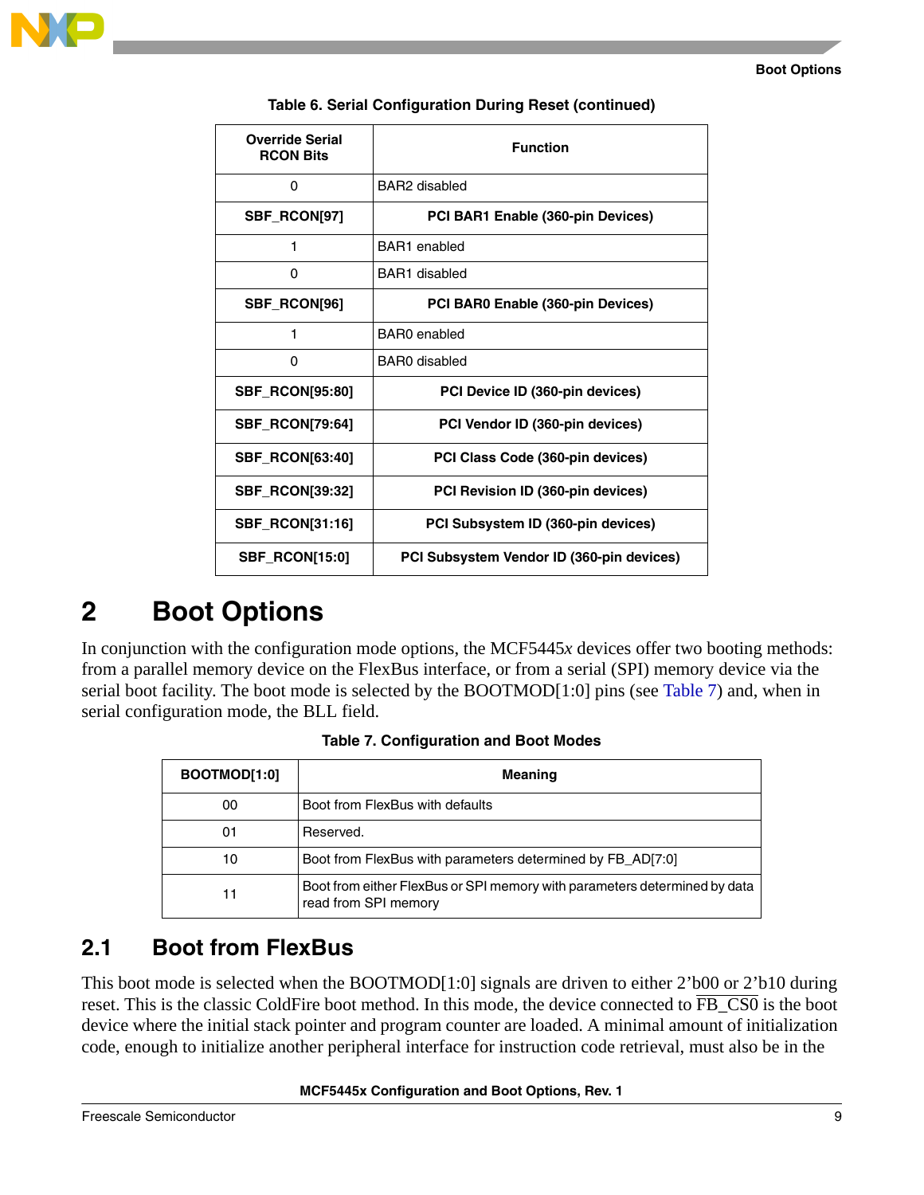**Table 6. Serial Configuration During Reset (continued)**

| Override Serial RCON Bits | Function |
|---|---|
| 0 | BAR2 disabled |
| **SBF_RCON[97]** | **PCI BAR1 Enable (360-pin Devices)** |
| 1 | BAR1 enabled |
| 0 | BAR1 disabled |
| **SBF_RCON[96]** | **PCI BAR0 Enable (360-pin Devices)** |
| 1 | BAR0 enabled |
| 0 | BAR0 disabled |
| **SBF_RCON[95:80]** | **PCI Device ID (360-pin devices)** |
| **SBF_RCON[79:64]** | **PCI Vendor ID (360-pin devices)** |
| **SBF_RCON[63:40]** | **PCI Class Code (360-pin devices)** |
| **SBF_RCON[39:32]** | **PCI Revision ID (360-pin devices)** |
| **SBF_RCON[31:16]** | **PCI Subsystem ID (360-pin devices)** |
| **SBF_RCON[15:0]** | **PCI Subsystem Vendor ID (360-pin devices)** |

# 2 Boot Options

In conjunction with the configuration mode options, the MCF5445*x* devices offer two booting methods: from a parallel memory device on the FlexBus interface, or from a serial (SPI) memory device via the serial boot facility. The boot mode is selected by the BOOTMOD[1:0] pins (see Table 7) and, when in serial configuration mode, the BLL field.

**Table 7. Configuration and Boot Modes**

| BOOTMOD[1:0] | Meaning |
|---|---|
| 00 | Boot from FlexBus with defaults |
| 01 | Reserved. |
| 10 | Boot from FlexBus with parameters determined by FB_AD[7:0] |
| 11 | Boot from either FlexBus or SPI memory with parameters determined by data read from SPI memory |

## 2.1 Boot from FlexBus

This boot mode is selected when the BOOTMOD[1:0] signals are driven to either 2’b00 or 2’b10 during reset. This is the classic ColdFire boot method. In this mode, the device connected to $\overline{\text{FB\_CS0}}$ is the boot device where the initial stack pointer and program counter are loaded. A minimal amount of initialization code, enough to initialize another peripheral interface for instruction code retrieval, must also be in the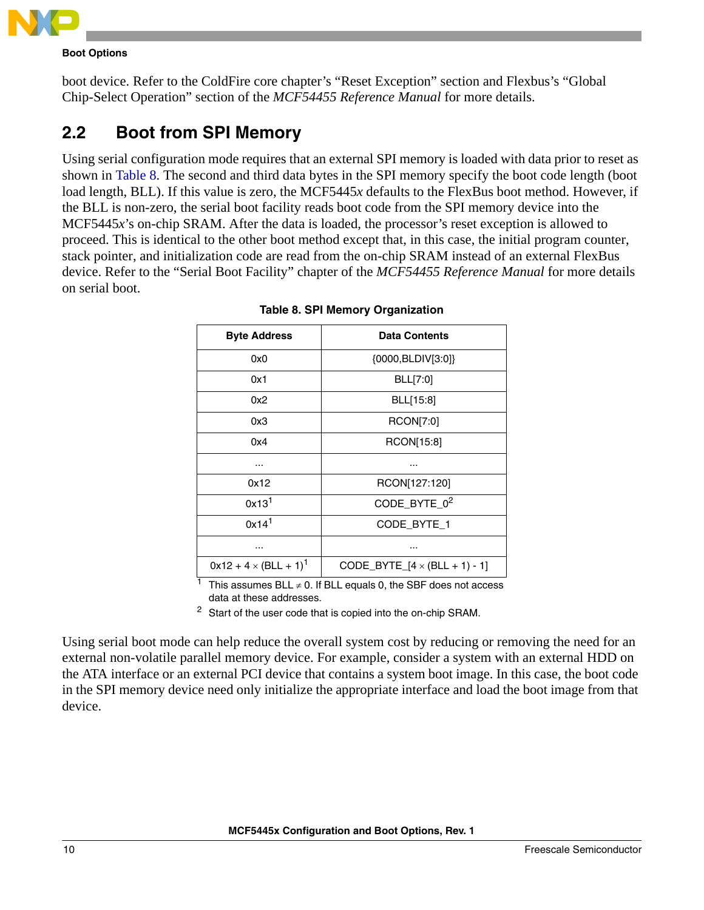boot device. Refer to the ColdFire core chapter's "Reset Exception" section and Flexbus's "Global Chip-Select Operation" section of the *MCF54455 Reference Manual* for more details.

## 2.2 Boot from SPI Memory

Using serial configuration mode requires that an external SPI memory is loaded with data prior to reset as shown in Table 8. The second and third data bytes in the SPI memory specify the boot code length (boot load length, BLL). If this value is zero, the MCF5445*x* defaults to the FlexBus boot method. However, if the BLL is non-zero, the serial boot facility reads boot code from the SPI memory device into the MCF5445*x*'s on-chip SRAM. After the data is loaded, the processor's reset exception is allowed to proceed. This is identical to the other boot method except that, in this case, the initial program counter, stack pointer, and initialization code are read from the on-chip SRAM instead of an external FlexBus device. Refer to the "Serial Boot Facility" chapter of the *MCF54455 Reference Manual* for more details on serial boot.

**Table 8. SPI Memory Organization**

| Byte Address | Data Contents |
|---|---|
| 0x0 | {0000,BLDIV[3:0]} |
| 0x1 | BLL[7:0] |
| 0x2 | BLL[15:8] |
| 0x3 | RCON[7:0] |
| 0x4 | RCON[15:8] |
| ... | ... |
| 0x12 | RCON[127:120] |
| 0x13[1] | CODE_BYTE_0[2] |
| 0x14[1] | CODE_BYTE_1 |
| ... | ... |
| 0x12 + 4 × (BLL + 1)[1] | CODE_BYTE_[4 × (BLL + 1) - 1] |

[1] This assumes BLL ≠ 0. If BLL equals 0, the SBF does not access data at these addresses.

[2] Start of the user code that is copied into the on-chip SRAM.

Using serial boot mode can help reduce the overall system cost by reducing or removing the need for an external non-volatile parallel memory device. For example, consider a system with an external HDD on the ATA interface or an external PCI device that contains a system boot image. In this case, the boot code in the SPI memory device need only initialize the appropriate interface and load the boot image from that device.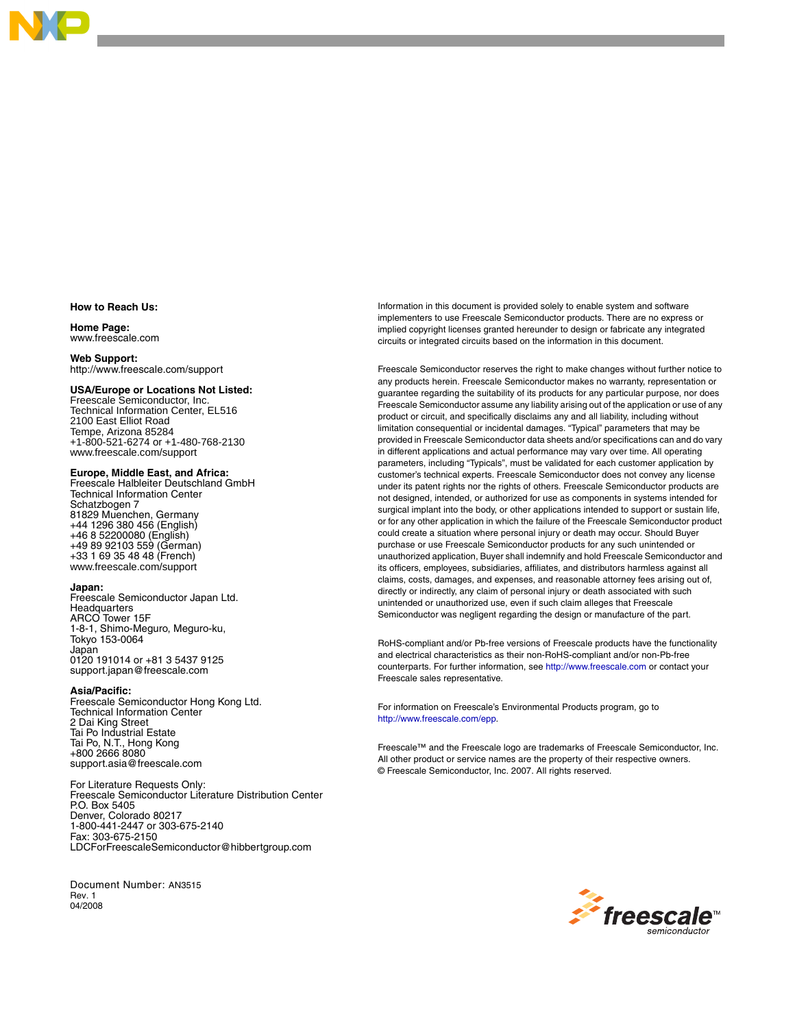**How to Reach Us:**

**Home Page:**
www.freescale.com

**Web Support:**
http://www.freescale.com/support

**USA/Europe or Locations Not Listed:**
Freescale Semiconductor, Inc.
Technical Information Center, EL516
2100 East Elliot Road
Tempe, Arizona 85284
+1-800-521-6274 or +1-480-768-2130
www.freescale.com/support

**Europe, Middle East, and Africa:**
Freescale Halbleiter Deutschland GmbH
Technical Information Center
Schatzbogen 7
81829 Muenchen, Germany
+44 1296 380 456 (English)
+46 8 52200080 (English)
+49 89 92103 559 (German)
+33 1 69 35 48 48 (French)
www.freescale.com/support

**Japan:**
Freescale Semiconductor Japan Ltd.
Headquarters
ARCO Tower 15F
1-8-1, Shimo-Meguro, Meguro-ku,
Tokyo 153-0064
Japan
0120 191014 or +81 3 5437 9125
support.japan@freescale.com

**Asia/Pacific:**
Freescale Semiconductor Hong Kong Ltd.
Technical Information Center
2 Dai King Street
Tai Po Industrial Estate
Tai Po, N.T., Hong Kong
+800 2666 8080
support.asia@freescale.com

For Literature Requests Only:
Freescale Semiconductor Literature Distribution Center
P.O. Box 5405
Denver, Colorado 80217
1-800-441-2447 or 303-675-2140
Fax: 303-675-2150
LDCForFreescaleSemiconductor@hibbertgroup.com

Information in this document is provided solely to enable system and software implementers to use Freescale Semiconductor products. There are no express or implied copyright licenses granted hereunder to design or fabricate any integrated circuits or integrated circuits based on the information in this document.

Freescale Semiconductor reserves the right to make changes without further notice to any products herein. Freescale Semiconductor makes no warranty, representation or guarantee regarding the suitability of its products for any particular purpose, nor does Freescale Semiconductor assume any liability arising out of the application or use of any product or circuit, and specifically disclaims any and all liability, including without limitation consequential or incidental damages. “Typical” parameters that may be provided in Freescale Semiconductor data sheets and/or specifications can and do vary in different applications and actual performance may vary over time. All operating parameters, including “Typicals”, must be validated for each customer application by customer’s technical experts. Freescale Semiconductor does not convey any license under its patent rights nor the rights of others. Freescale Semiconductor products are not designed, intended, or authorized for use as components in systems intended for surgical implant into the body, or other applications intended to support or sustain life, or for any other application in which the failure of the Freescale Semiconductor product could create a situation where personal injury or death may occur. Should Buyer purchase or use Freescale Semiconductor products for any such unintended or unauthorized application, Buyer shall indemnify and hold Freescale Semiconductor and its officers, employees, subsidiaries, affiliates, and distributors harmless against all claims, costs, damages, and expenses, and reasonable attorney fees arising out of, directly or indirectly, any claim of personal injury or death associated with such unintended or unauthorized use, even if such claim alleges that Freescale Semiconductor was negligent regarding the design or manufacture of the part.

RoHS-compliant and/or Pb-free versions of Freescale products have the functionality and electrical characteristics as their non-RoHS-compliant and/or non-Pb-free counterparts. For further information, see http://www.freescale.com or contact your Freescale sales representative.

For information on Freescale’s Environmental Products program, go to http://www.freescale.com/epp.

Freescale™ and the Freescale logo are trademarks of Freescale Semiconductor, Inc. All other product or service names are the property of their respective owners.
© Freescale Semiconductor, Inc. 2007. All rights reserved.

Document Number: AN3515
Rev. 1
04/2008